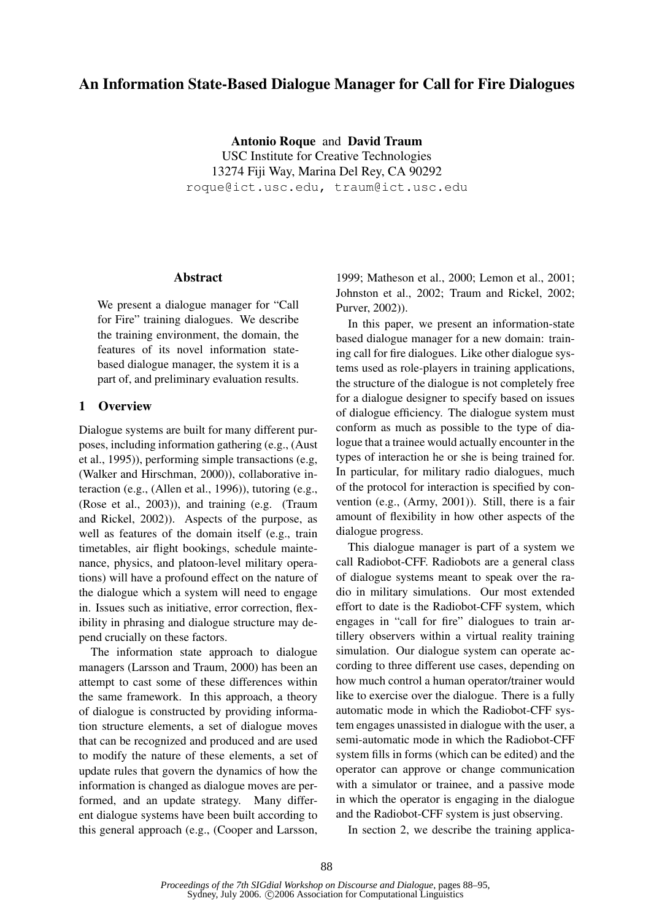# An Information State-Based Dialogue Manager for Call for Fire Dialogues

**Antonio Roque** and **David Traum**
USC Institute for Creative Technologies
13274 Fiji Way, Marina Del Rey, CA 90292
roque@ict.usc.edu, traum@ict.usc.edu

## Abstract

We present a dialogue manager for "Call for Fire" training dialogues. We describe the training environment, the domain, the features of its novel information state-based dialogue manager, the system it is a part of, and preliminary evaluation results.

## 1 Overview

Dialogue systems are built for many different purposes, including information gathering (e.g., (Aust et al., 1995)), performing simple transactions (e.g, (Walker and Hirschman, 2000)), collaborative interaction (e.g., (Allen et al., 1996)), tutoring (e.g., (Rose et al., 2003)), and training (e.g. (Traum and Rickel, 2002)). Aspects of the purpose, as well as features of the domain itself (e.g., train timetables, air flight bookings, schedule maintenance, physics, and platoon-level military operations) will have a profound effect on the nature of the dialogue which a system will need to engage in. Issues such as initiative, error correction, flexibility in phrasing and dialogue structure may depend crucially on these factors.

The information state approach to dialogue managers (Larsson and Traum, 2000) has been an attempt to cast some of these differences within the same framework. In this approach, a theory of dialogue is constructed by providing information structure elements, a set of dialogue moves that can be recognized and produced and are used to modify the nature of these elements, a set of update rules that govern the dynamics of how the information is changed as dialogue moves are performed, and an update strategy. Many different dialogue systems have been built according to this general approach (e.g., (Cooper and Larsson, 1999; Matheson et al., 2000; Lemon et al., 2001; Johnston et al., 2002; Traum and Rickel, 2002; Purver, 2002)).

In this paper, we present an information-state based dialogue manager for a new domain: training call for fire dialogues. Like other dialogue systems used as role-players in training applications, the structure of the dialogue is not completely free for a dialogue designer to specify based on issues of dialogue efficiency. The dialogue system must conform as much as possible to the type of dialogue that a trainee would actually encounter in the types of interaction he or she is being trained for. In particular, for military radio dialogues, much of the protocol for interaction is specified by convention (e.g., (Army, 2001)). Still, there is a fair amount of flexibility in how other aspects of the dialogue progress.

This dialogue manager is part of a system we call Radiobot-CFF. Radiobots are a general class of dialogue systems meant to speak over the radio in military simulations. Our most extended effort to date is the Radiobot-CFF system, which engages in "call for fire" dialogues to train artillery observers within a virtual reality training simulation. Our dialogue system can operate according to three different use cases, depending on how much control a human operator/trainer would like to exercise over the dialogue. There is a fully automatic mode in which the Radiobot-CFF system engages unassisted in dialogue with the user, a semi-automatic mode in which the Radiobot-CFF system fills in forms (which can be edited) and the operator can approve or change communication with a simulator or trainee, and a passive mode in which the operator is engaging in the dialogue and the Radiobot-CFF system is just observing.

In section 2, we describe the training applica-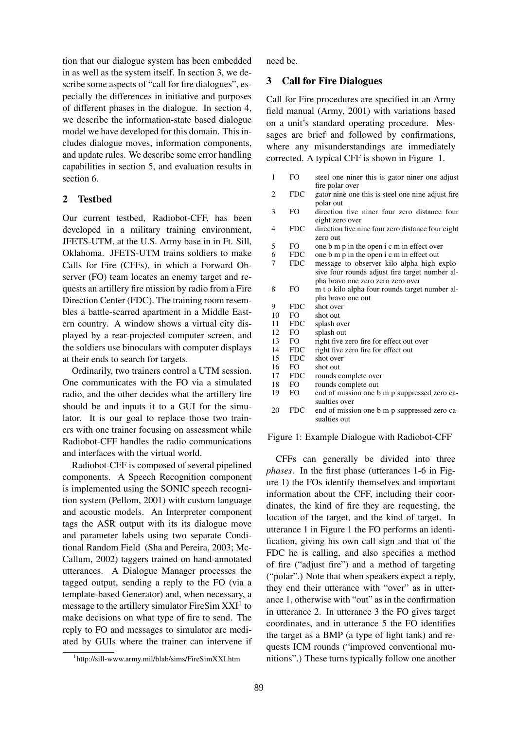tion that our dialogue system has been embedded in as well as the system itself. In section 3, we describe some aspects of "call for fire dialogues", especially the differences in initiative and purposes of different phases in the dialogue. In section 4, we describe the information-state based dialogue model we have developed for this domain. This includes dialogue moves, information components, and update rules. We describe some error handling capabilities in section 5, and evaluation results in section 6.

## 2 Testbed

Our current testbed, Radiobot-CFF, has been developed in a military training environment, JFETS-UTM, at the U.S. Army base in in Ft. Sill, Oklahoma. JFETS-UTM trains soldiers to make Calls for Fire (CFFs), in which a Forward Observer (FO) team locates an enemy target and requests an artillery fire mission by radio from a Fire Direction Center (FDC). The training room resembles a battle-scarred apartment in a Middle Eastern country. A window shows a virtual city displayed by a rear-projected computer screen, and the soldiers use binoculars with computer displays at their ends to search for targets.

Ordinarily, two trainers control a UTM session. One communicates with the FO via a simulated radio, and the other decides what the artillery fire should be and inputs it to a GUI for the simulator. It is our goal to replace those two trainers with one trainer focusing on assessment while Radiobot-CFF handles the radio communications and interfaces with the virtual world.

Radiobot-CFF is composed of several pipelined components. A Speech Recognition component is implemented using the SONIC speech recognition system (Pellom, 2001) with custom language and acoustic models. An Interpreter component tags the ASR output with its its dialogue move and parameter labels using two separate Conditional Random Field (Sha and Pereira, 2003; McCallum, 2002) taggers trained on hand-annotated utterances. A Dialogue Manager processes the tagged output, sending a reply to the FO (via a template-based Generator) and, when necessary, a message to the artillery simulator FireSim XXI[1] to make decisions on what type of fire to send. The reply to FO and messages to simulator are mediated by GUIs where the trainer can intervene if need be.

[1] http://sill-www.army.mil/blab/sims/FireSimXXI.htm

## 3 Call for Fire Dialogues

Call for Fire procedures are specified in an Army field manual (Army, 2001) with variations based on a unit's standard operating procedure. Messages are brief and followed by confirmations, where any misunderstandings are immediately corrected. A typical CFF is shown in Figure 1.

| | | |
|---|---|---|
| 1 | FO | steel one niner this is gator niner one adjust fire polar over |
| 2 | FDC | gator nine one this is steel one nine adjust fire polar out |
| 3 | FO | direction five niner four zero distance four eight zero over |
| 4 | FDC | direction five nine four zero distance four eight zero out |
| 5 | FO | one b m p in the open i c m in effect over |
| 6 | FDC | one b m p in the open i c m in effect out |
| 7 | FDC | message to observer kilo alpha high explosive four rounds adjust fire target number alpha bravo one zero zero zero over |
| 8 | FO | m t o kilo alpha four rounds target number alpha bravo one out |
| 9 | FDC | shot over |
| 10 | FO | shot out |
| 11 | FDC | splash over |
| 12 | FO | splash out |
| 13 | FO | right five zero fire for effect out over |
| 14 | FDC | right five zero fire for effect out |
| 15 | FDC | shot over |
| 16 | FO | shot out |
| 17 | FDC | rounds complete over |
| 18 | FO | rounds complete out |
| 19 | FO | end of mission one b m p suppressed zero casualties over |
| 20 | FDC | end of mission one b m p suppressed zero casualties out |

Figure 1: Example Dialogue with Radiobot-CFF

CFFs can generally be divided into three *phases*. In the first phase (utterances 1-6 in Figure 1) the FOs identify themselves and important information about the CFF, including their coordinates, the kind of fire they are requesting, the location of the target, and the kind of target. In utterance 1 in Figure 1 the FO performs an identification, giving his own call sign and that of the FDC he is calling, and also specifies a method of fire ("adjust fire") and a method of targeting ("polar".) Note that when speakers expect a reply, they end their utterance with "over" as in utterance 1, otherwise with "out" as in the confirmation in utterance 2. In utterance 3 the FO gives target coordinates, and in utterance 5 the FO identifies the target as a BMP (a type of light tank) and requests ICM rounds ("improved conventional munitions".) These turns typically follow one another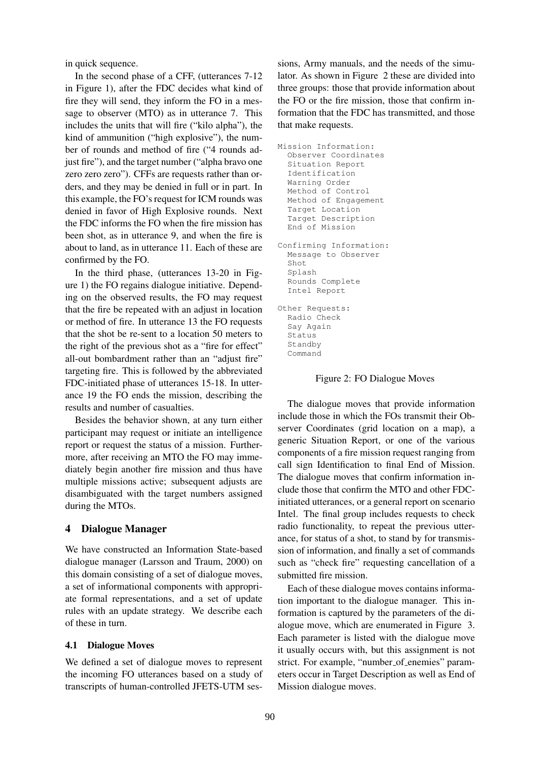in quick sequence.

In the second phase of a CFF, (utterances 7-12 in Figure 1), after the FDC decides what kind of fire they will send, they inform the FO in a message to observer (MTO) as in utterance 7. This includes the units that will fire ("kilo alpha"), the kind of ammunition ("high explosive"), the number of rounds and method of fire ("4 rounds adjust fire"), and the target number ("alpha bravo one zero zero zero"). CFFs are requests rather than orders, and they may be denied in full or in part. In this example, the FO's request for ICM rounds was denied in favor of High Explosive rounds. Next the FDC informs the FO when the fire mission has been shot, as in utterance 9, and when the fire is about to land, as in utterance 11. Each of these are confirmed by the FO.

In the third phase, (utterances 13-20 in Figure 1) the FO regains dialogue initiative. Depending on the observed results, the FO may request that the fire be repeated with an adjust in location or method of fire. In utterance 13 the FO requests that the shot be re-sent to a location 50 meters to the right of the previous shot as a "fire for effect" all-out bombardment rather than an "adjust fire" targeting fire. This is followed by the abbreviated FDC-initiated phase of utterances 15-18. In utterance 19 the FO ends the mission, describing the results and number of casualties.

Besides the behavior shown, at any turn either participant may request or initiate an intelligence report or request the status of a mission. Furthermore, after receiving an MTO the FO may immediately begin another fire mission and thus have multiple missions active; subsequent adjusts are disambiguated with the target numbers assigned during the MTOs.

## 4 Dialogue Manager

We have constructed an Information State-based dialogue manager (Larsson and Traum, 2000) on this domain consisting of a set of dialogue moves, a set of informational components with appropriate formal representations, and a set of update rules with an update strategy. We describe each of these in turn.

### 4.1 Dialogue Moves

We defined a set of dialogue moves to represent the incoming FO utterances based on a study of transcripts of human-controlled JFETS-UTM sessions, Army manuals, and the needs of the simulator. As shown in Figure 2 these are divided into three groups: those that provide information about the FO or the fire mission, those that confirm information that the FDC has transmitted, and those that make requests.

```
Mission Information:
  Observer Coordinates
  Situation Report
  Identification
  Warning Order
  Method of Control
  Method of Engagement
  Target Location
  Target Description
  End of Mission

Confirming Information:
  Message to Observer
  Shot
  Splash
  Rounds Complete
  Intel Report

Other Requests:
  Radio Check
  Say Again
  Status
  Standby
  Command
```

Figure 2: FO Dialogue Moves

The dialogue moves that provide information include those in which the FOs transmit their Observer Coordinates (grid location on a map), a generic Situation Report, or one of the various components of a fire mission request ranging from call sign Identification to final End of Mission. The dialogue moves that confirm information include those that confirm the MTO and other FDC-initiated utterances, or a general report on scenario Intel. The final group includes requests to check radio functionality, to repeat the previous utterance, for status of a shot, to stand by for transmission of information, and finally a set of commands such as "check fire" requesting cancellation of a submitted fire mission.

Each of these dialogue moves contains information important to the dialogue manager. This information is captured by the parameters of the dialogue move, which are enumerated in Figure 3. Each parameter is listed with the dialogue move it usually occurs with, but this assignment is not strict. For example, "number_of_enemies" parameters occur in Target Description as well as End of Mission dialogue moves.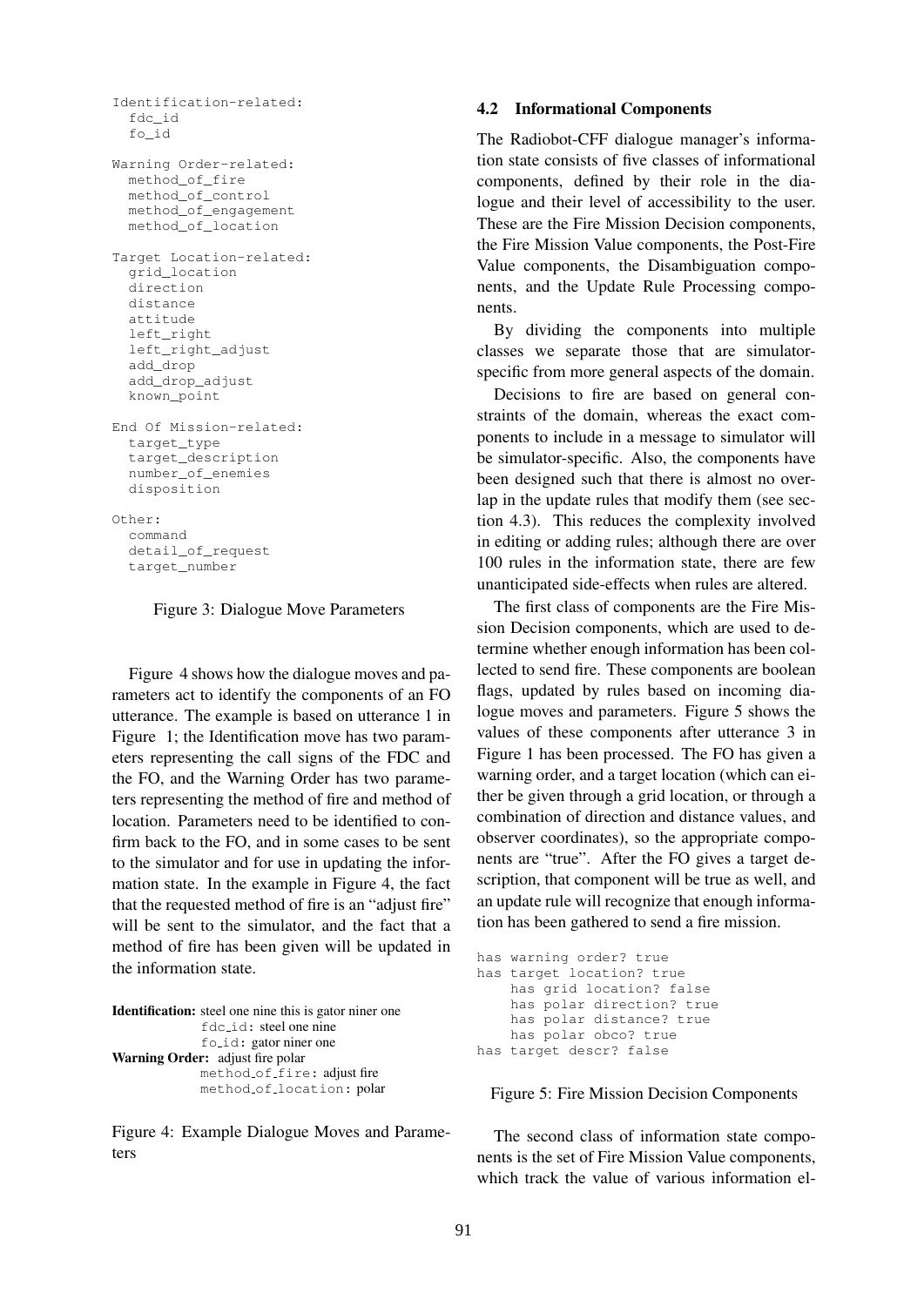```
Identification-related:
  fdc_id
  fo_id

Warning Order-related:
  method_of_fire
  method_of_control
  method_of_engagement
  method_of_location

Target Location-related:
  grid_location
  direction
  distance
  attitude
  left_right
  left_right_adjust
  add_drop
  add_drop_adjust
  known_point

End Of Mission-related:
  target_type
  target_description
  number_of_enemies
  disposition

Other:
  command
  detail_of_request
  target_number
```

Figure 3: Dialogue Move Parameters

Figure 4 shows how the dialogue moves and parameters act to identify the components of an FO utterance. The example is based on utterance 1 in Figure 1; the Identification move has two parameters representing the call signs of the FDC and the FO, and the Warning Order has two parameters representing the method of fire and method of location. Parameters need to be identified to confirm back to the FO, and in some cases to be sent to the simulator and for use in updating the information state. In the example in Figure 4, the fact that the requested method of fire is an "adjust fire" will be sent to the simulator, and the fact that a method of fire has been given will be updated in the information state.

**Identification:** steel one nine this is gator niner one
  fdc_id: steel one nine
  fo_id: gator niner one
**Warning Order:** adjust fire polar
  method_of_fire: adjust fire
  method_of_location: polar

Figure 4: Example Dialogue Moves and Parameters

## 4.2 Informational Components

The Radiobot-CFF dialogue manager's information state consists of five classes of informational components, defined by their role in the dialogue and their level of accessibility to the user. These are the Fire Mission Decision components, the Fire Mission Value components, the Post-Fire Value components, the Disambiguation components, and the Update Rule Processing components.

By dividing the components into multiple classes we separate those that are simulator-specific from more general aspects of the domain.

Decisions to fire are based on general constraints of the domain, whereas the exact components to include in a message to simulator will be simulator-specific. Also, the components have been designed such that there is almost no overlap in the update rules that modify them (see section 4.3). This reduces the complexity involved in editing or adding rules; although there are over 100 rules in the information state, there are few unanticipated side-effects when rules are altered.

The first class of components are the Fire Mission Decision components, which are used to determine whether enough information has been collected to send fire. These components are boolean flags, updated by rules based on incoming dialogue moves and parameters. Figure 5 shows the values of these components after utterance 3 in Figure 1 has been processed. The FO has given a warning order, and a target location (which can either be given through a grid location, or through a combination of direction and distance values, and observer coordinates), so the appropriate components are "true". After the FO gives a target description, that component will be true as well, and an update rule will recognize that enough information has been gathered to send a fire mission.

```
has warning order? true
has target location? true
    has grid location? false
    has polar direction? true
    has polar distance? true
    has polar obco? true
has target descr? false
```

Figure 5: Fire Mission Decision Components

The second class of information state components is the set of Fire Mission Value components, which track the value of various information el-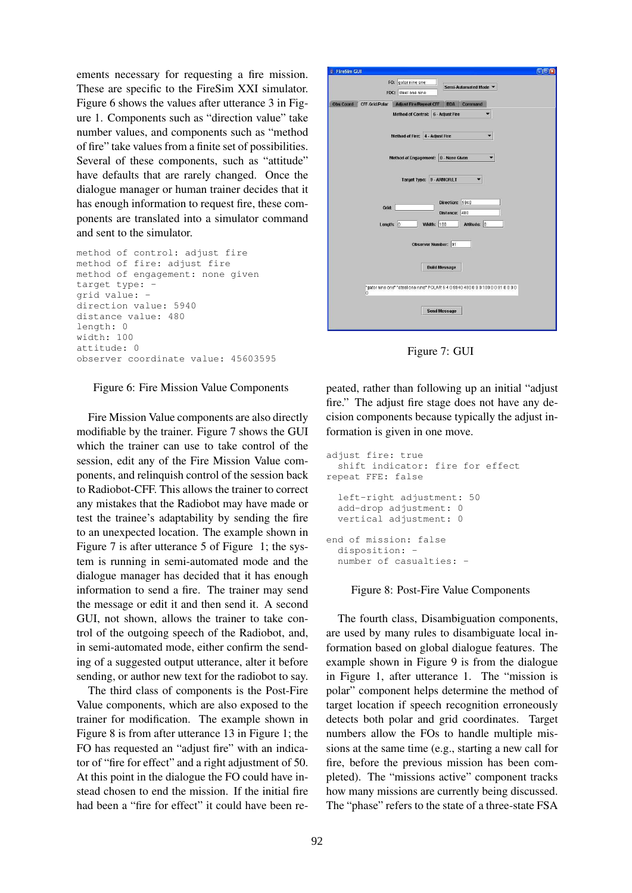ements necessary for requesting a fire mission. These are specific to the FireSim XXI simulator. Figure 6 shows the values after utterance 3 in Figure 1. Components such as "direction value" take number values, and components such as "method of fire" take values from a finite set of possibilities. Several of these components, such as "attitude" have defaults that are rarely changed. Once the dialogue manager or human trainer decides that it has enough information to request fire, these components are translated into a simulator command and sent to the simulator.

```
method of control: adjust fire
method of fire: adjust fire
method of engagement: none given
target type: -
grid value: -
direction value: 5940
distance value: 480
length: 0
width: 100
attitude: 0
observer coordinate value: 45603595
```

Figure 6: Fire Mission Value Components

Fire Mission Value components are also directly modifiable by the trainer. Figure 7 shows the GUI which the trainer can use to take control of the session, edit any of the Fire Mission Value components, and relinquish control of the session back to Radiobot-CFF. This allows the trainer to correct any mistakes that the Radiobot may have made or test the trainee's adaptability by sending the fire to an unexpected location. The example shown in Figure 7 is after utterance 5 of Figure 1; the system is running in semi-automated mode and the dialogue manager has decided that it has enough information to send a fire. The trainer may send the message or edit it and then send it. A second GUI, not shown, allows the trainer to take control of the outgoing speech of the Radiobot, and, in semi-automated mode, either confirm the sending of a suggested output utterance, alter it before sending, or author new text for the radiobot to say.

Figure 7: GUI

The third class of components is the Post-Fire Value components, which are also exposed to the trainer for modification. The example shown in Figure 8 is from after utterance 13 in Figure 1; the FO has requested an "adjust fire" with an indicator of "fire for effect" and a right adjustment of 50. At this point in the dialogue the FO could have instead chosen to end the mission. If the initial fire had been a "fire for effect" it could have been repeated, rather than following up an initial "adjust fire." The adjust fire stage does not have any decision components because typically the adjust information is given in one move.

```
adjust fire: true
  shift indicator: fire for effect
repeat FFE: false

  left-right adjustment: 50
  add-drop adjustment: 0
  vertical adjustment: 0

end of mission: false
  disposition: -
  number of casualties: -
```

Figure 8: Post-Fire Value Components

The fourth class, Disambiguation components, are used by many rules to disambiguate local information based on global dialogue features. The example shown in Figure 9 is from the dialogue in Figure 1, after utterance 1. The "mission is polar" component helps determine the method of target location if speech recognition erroneously detects both polar and grid coordinates. Target numbers allow the FOs to handle multiple missions at the same time (e.g., starting a new call for fire, before the previous mission has been completed). The "missions active" component tracks how many missions are currently being discussed. The "phase" refers to the state of a three-state FSA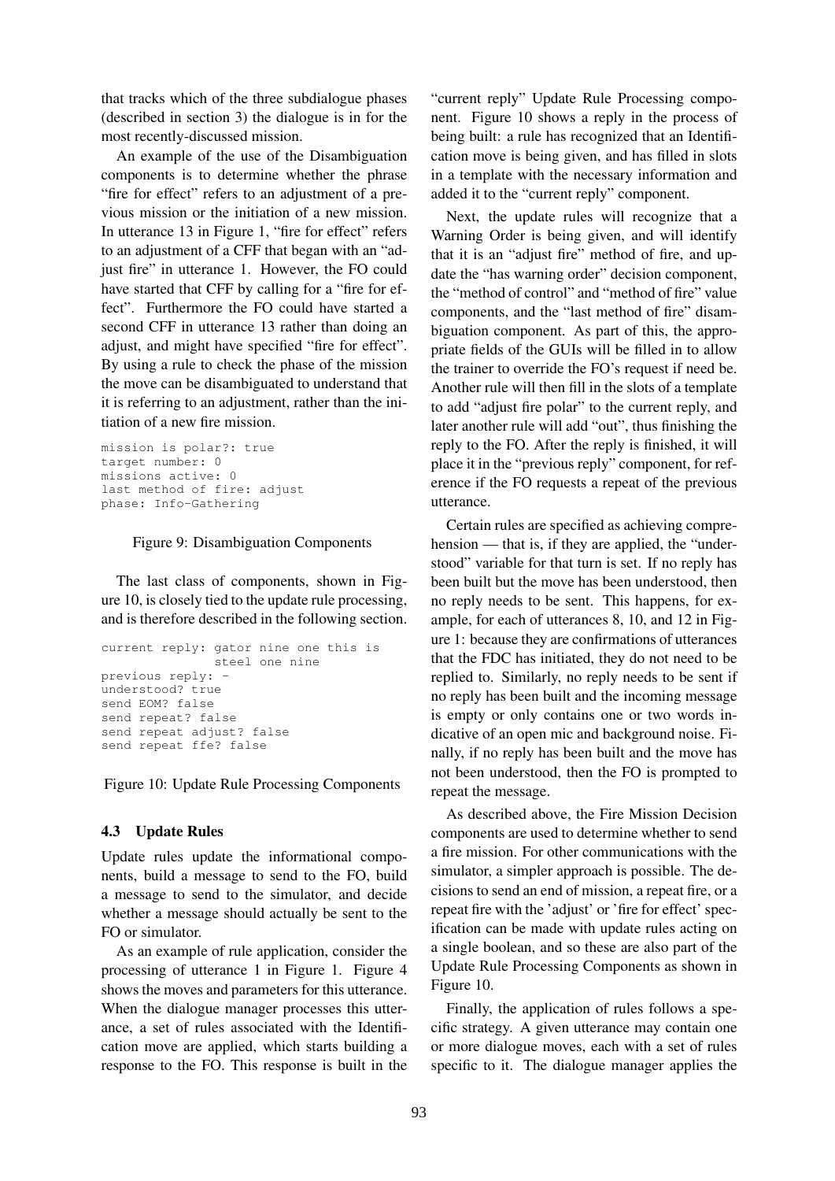that tracks which of the three subdialogue phases (described in section 3) the dialogue is in for the most recently-discussed mission.

An example of the use of the Disambiguation components is to determine whether the phrase "fire for effect" refers to an adjustment of a previous mission or the initiation of a new mission. In utterance 13 in Figure 1, "fire for effect" refers to an adjustment of a CFF that began with an "adjust fire" in utterance 1. However, the FO could have started that CFF by calling for a "fire for effect". Furthermore the FO could have started a second CFF in utterance 13 rather than doing an adjust, and might have specified "fire for effect". By using a rule to check the phase of the mission the move can be disambiguated to understand that it is referring to an adjustment, rather than the initiation of a new fire mission.

```
mission is polar?: true
target number: 0
missions active: 0
last method of fire: adjust
phase: Info-Gathering
```

Figure 9: Disambiguation Components

The last class of components, shown in Figure 10, is closely tied to the update rule processing, and is therefore described in the following section.

```
current reply: gator nine one this is
               steel one nine
previous reply: -
understood? true
send EOM? false
send repeat? false
send repeat adjust? false
send repeat ffe? false
```

Figure 10: Update Rule Processing Components

### 4.3 Update Rules

Update rules update the informational components, build a message to send to the FO, build a message to send to the simulator, and decide whether a message should actually be sent to the FO or simulator.

As an example of rule application, consider the processing of utterance 1 in Figure 1. Figure 4 shows the moves and parameters for this utterance. When the dialogue manager processes this utterance, a set of rules associated with the Identification move are applied, which starts building a response to the FO. This response is built in the "current reply" Update Rule Processing component. Figure 10 shows a reply in the process of being built: a rule has recognized that an Identification move is being given, and has filled in slots in a template with the necessary information and added it to the "current reply" component.

Next, the update rules will recognize that a Warning Order is being given, and will identify that it is an "adjust fire" method of fire, and update the "has warning order" decision component, the "method of control" and "method of fire" value components, and the "last method of fire" disambiguation component. As part of this, the appropriate fields of the GUIs will be filled in to allow the trainer to override the FO's request if need be. Another rule will then fill in the slots of a template to add "adjust fire polar" to the current reply, and later another rule will add "out", thus finishing the reply to the FO. After the reply is finished, it will place it in the "previous reply" component, for reference if the FO requests a repeat of the previous utterance.

Certain rules are specified as achieving comprehension — that is, if they are applied, the "understood" variable for that turn is set. If no reply has been built but the move has been understood, then no reply needs to be sent. This happens, for example, for each of utterances 8, 10, and 12 in Figure 1: because they are confirmations of utterances that the FDC has initiated, they do not need to be replied to. Similarly, no reply needs to be sent if no reply has been built and the incoming message is empty or only contains one or two words indicative of an open mic and background noise. Finally, if no reply has been built and the move has not been understood, then the FO is prompted to repeat the message.

As described above, the Fire Mission Decision components are used to determine whether to send a fire mission. For other communications with the simulator, a simpler approach is possible. The decisions to send an end of mission, a repeat fire, or a repeat fire with the 'adjust' or 'fire for effect' specification can be made with update rules acting on a single boolean, and so these are also part of the Update Rule Processing Components as shown in Figure 10.

Finally, the application of rules follows a specific strategy. A given utterance may contain one or more dialogue moves, each with a set of rules specific to it. The dialogue manager applies the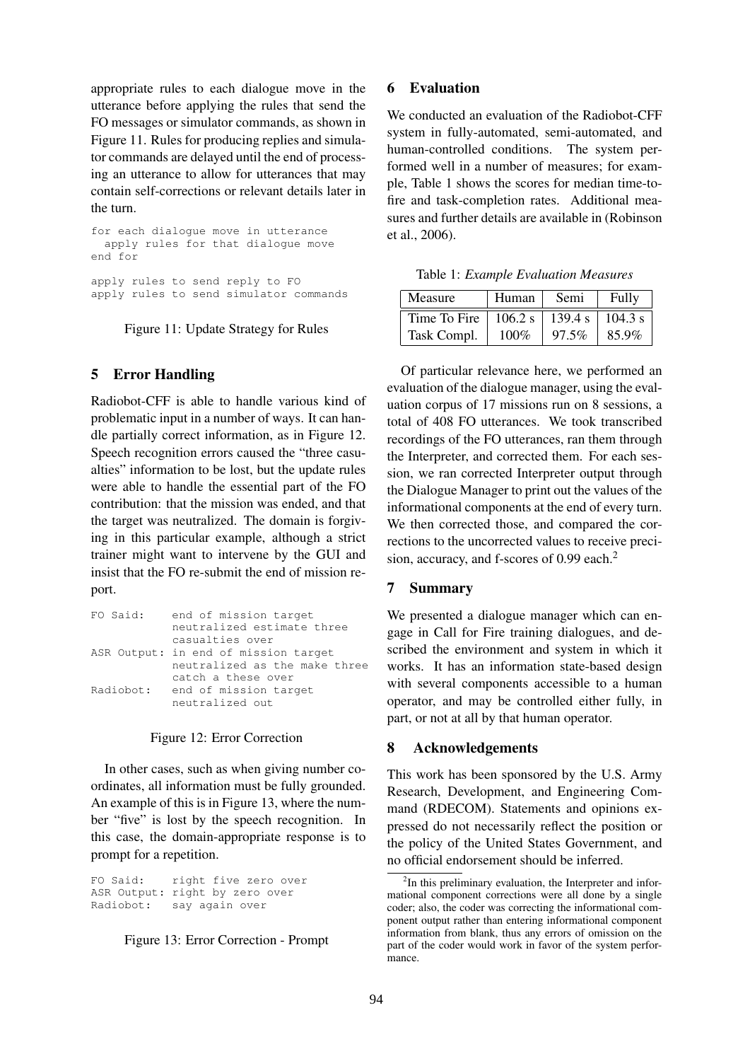appropriate rules to each dialogue move in the utterance before applying the rules that send the FO messages or simulator commands, as shown in Figure 11. Rules for producing replies and simulator commands are delayed until the end of processing an utterance to allow for utterances that may contain self-corrections or relevant details later in the turn.

```
for each dialogue move in utterance
  apply rules for that dialogue move
end for

apply rules to send reply to FO
apply rules to send simulator commands
```

Figure 11: Update Strategy for Rules

## 5 Error Handling

Radiobot-CFF is able to handle various kind of problematic input in a number of ways. It can handle partially correct information, as in Figure 12. Speech recognition errors caused the "three casualties" information to be lost, but the update rules were able to handle the essential part of the FO contribution: that the mission was ended, and that the target was neutralized. The domain is forgiving in this particular example, although a strict trainer might want to intervene by the GUI and insist that the FO re-submit the end of mission report.

```
FO Said:     end of mission target
             neutralized estimate three
             casualties over
ASR Output: in end of mission target
             neutralized as the make three
             catch a these over
Radiobot:    end of mission target
             neutralized out
```

Figure 12: Error Correction

In other cases, such as when giving number coordinates, all information must be fully grounded. An example of this is in Figure 13, where the number "five" is lost by the speech recognition. In this case, the domain-appropriate response is to prompt for a repetition.

```
FO Said:     right five zero over
ASR Output: right by zero over
Radiobot:    say again over
```

Figure 13: Error Correction - Prompt

## 6 Evaluation

We conducted an evaluation of the Radiobot-CFF system in fully-automated, semi-automated, and human-controlled conditions. The system performed well in a number of measures; for example, Table 1 shows the scores for median time-to-fire and task-completion rates. Additional measures and further details are available in (Robinson et al., 2006).

Table 1: *Example Evaluation Measures*

| Measure | Human | Semi | Fully |
|---|---|---|---|
| Time To Fire | 106.2 s | 139.4 s | 104.3 s |
| Task Compl. | 100% | 97.5% | 85.9% |

Of particular relevance here, we performed an evaluation of the dialogue manager, using the evaluation corpus of 17 missions run on 8 sessions, a total of 408 FO utterances. We took transcribed recordings of the FO utterances, ran them through the Interpreter, and corrected them. For each session, we ran corrected Interpreter output through the Dialogue Manager to print out the values of the informational components at the end of every turn. We then corrected those, and compared the corrections to the uncorrected values to receive precision, accuracy, and f-scores of 0.99 each.[2]

## 7 Summary

We presented a dialogue manager which can engage in Call for Fire training dialogues, and described the environment and system in which it works. It has an information state-based design with several components accessible to a human operator, and may be controlled either fully, in part, or not at all by that human operator.

## 8 Acknowledgements

This work has been sponsored by the U.S. Army Research, Development, and Engineering Command (RDECOM). Statements and opinions expressed do not necessarily reflect the position or the policy of the United States Government, and no official endorsement should be inferred.

[2] In this preliminary evaluation, the Interpreter and informational component corrections were all done by a single coder; also, the coder was correcting the informational component output rather than entering informational component information from blank, thus any errors of omission on the part of the coder would work in favor of the system performance.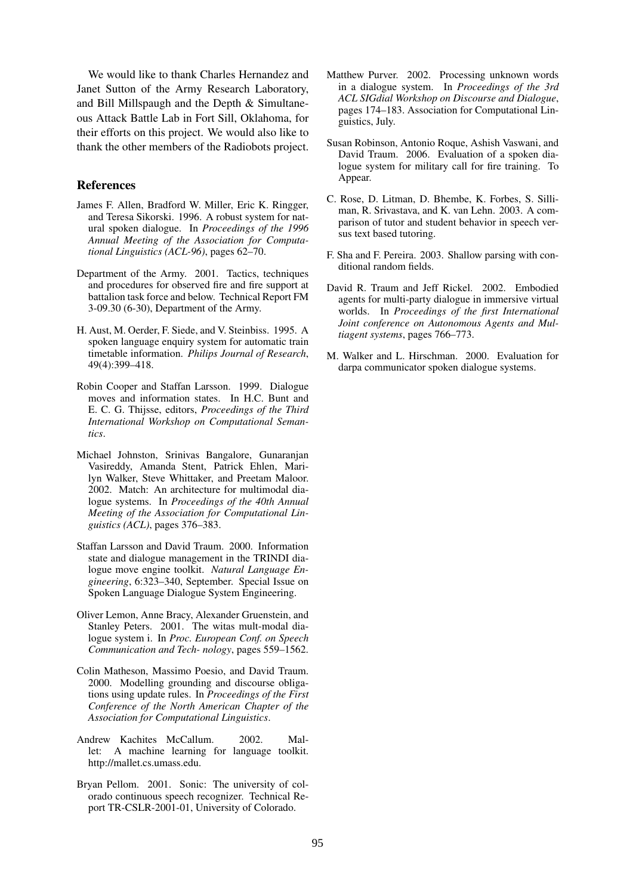We would like to thank Charles Hernandez and Janet Sutton of the Army Research Laboratory, and Bill Millspaugh and the Depth & Simultaneous Attack Battle Lab in Fort Sill, Oklahoma, for their efforts on this project. We would also like to thank the other members of the Radiobots project.

## References

James F. Allen, Bradford W. Miller, Eric K. Ringger, and Teresa Sikorski. 1996. A robust system for natural spoken dialogue. In *Proceedings of the 1996 Annual Meeting of the Association for Computational Linguistics (ACL-96)*, pages 62–70.

Department of the Army. 2001. Tactics, techniques and procedures for observed fire and fire support at battalion task force and below. Technical Report FM 3-09.30 (6-30), Department of the Army.

H. Aust, M. Oerder, F. Siede, and V. Steinbiss. 1995. A spoken language enquiry system for automatic train timetable information. *Philips Journal of Research*, 49(4):399–418.

Robin Cooper and Staffan Larsson. 1999. Dialogue moves and information states. In H.C. Bunt and E. C. G. Thijsse, editors, *Proceedings of the Third International Workshop on Computational Semantics*.

Michael Johnston, Srinivas Bangalore, Gunaranjan Vasireddy, Amanda Stent, Patrick Ehlen, Marilyn Walker, Steve Whittaker, and Preetam Maloor. 2002. Match: An architecture for multimodal dialogue systems. In *Proceedings of the 40th Annual Meeting of the Association for Computational Linguistics (ACL)*, pages 376–383.

Staffan Larsson and David Traum. 2000. Information state and dialogue management in the TRINDI dialogue move engine toolkit. *Natural Language Engineering*, 6:323–340, September. Special Issue on Spoken Language Dialogue System Engineering.

Oliver Lemon, Anne Bracy, Alexander Gruenstein, and Stanley Peters. 2001. The witas mult-modal dialogue system i. In *Proc. European Conf. on Speech Communication and Tech- nology*, pages 559–1562.

Colin Matheson, Massimo Poesio, and David Traum. 2000. Modelling grounding and discourse obligations using update rules. In *Proceedings of the First Conference of the North American Chapter of the Association for Computational Linguistics*.

Andrew Kachites McCallum. 2002. Mallet: A machine learning for language toolkit. http://mallet.cs.umass.edu.

Bryan Pellom. 2001. Sonic: The university of colorado continuous speech recognizer. Technical Report TR-CSLR-2001-01, University of Colorado.

Matthew Purver. 2002. Processing unknown words in a dialogue system. In *Proceedings of the 3rd ACL SIGdial Workshop on Discourse and Dialogue*, pages 174–183. Association for Computational Linguistics, July.

Susan Robinson, Antonio Roque, Ashish Vaswani, and David Traum. 2006. Evaluation of a spoken dialogue system for military call for fire training. To Appear.

C. Rose, D. Litman, D. Bhembe, K. Forbes, S. Silliman, R. Srivastava, and K. van Lehn. 2003. A comparison of tutor and student behavior in speech versus text based tutoring.

F. Sha and F. Pereira. 2003. Shallow parsing with conditional random fields.

David R. Traum and Jeff Rickel. 2002. Embodied agents for multi-party dialogue in immersive virtual worlds. In *Proceedings of the first International Joint conference on Autonomous Agents and Multiagent systems*, pages 766–773.

M. Walker and L. Hirschman. 2000. Evaluation for darpa communicator spoken dialogue systems.